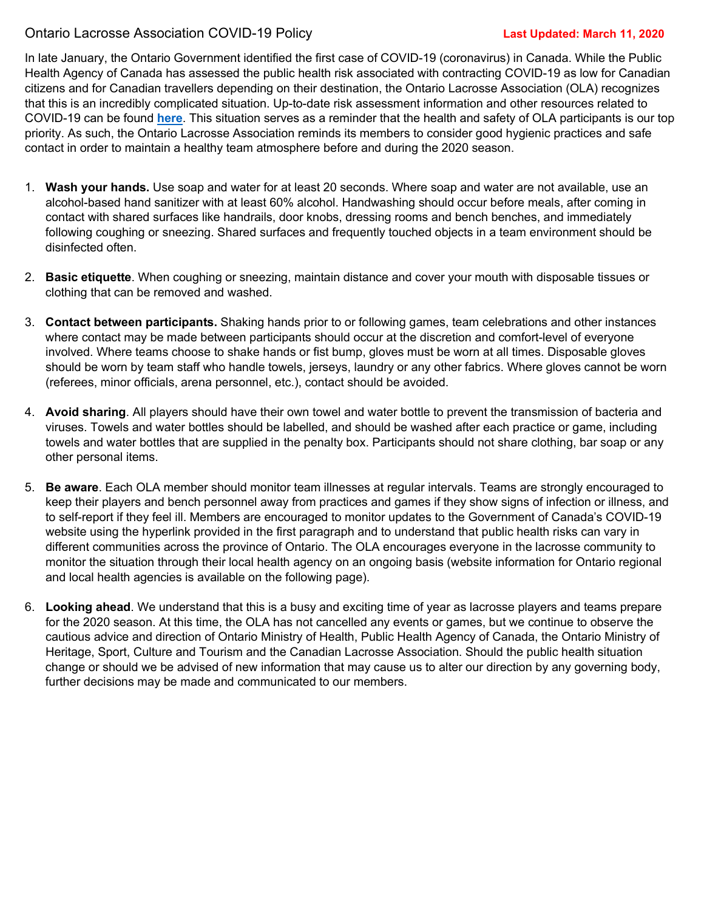# Ontario Lacrosse Association COVID-19 Policy

**Last Updated: March 11, 2020**

In late January, the Ontario Government identified the first case of COVID-19 (coronavirus) in Canada. While the Public Health Agency of Canada has assessed the public health risk associated with contracting COVID-19 as low for Canadian citizens and for Canadian travellers depending on their destination, the Ontario Lacrosse Association (OLA) recognizes that this is an incredibly complicated situation. Up-to-date risk assessment information and other resources related to COVID-19 can be found **here**. This situation serves as a reminder that the health and safety of OLA participants is our top priority. As such, the Ontario Lacrosse Association reminds its members to consider good hygienic practices and safe contact in order to maintain a healthy team atmosphere before and during the 2020 season.

1. **Wash your hands.** Use soap and water for at least 20 seconds. Where soap and water are not available, use an alcohol-based hand sanitizer with at least 60% alcohol. Handwashing should occur before meals, after coming in contact with shared surfaces like handrails, door knobs, dressing rooms and bench benches, and immediately following coughing or sneezing. Shared surfaces and frequently touched objects in a team environment should be disinfected often.

2. **Basic etiquette**. When coughing or sneezing, maintain distance and cover your mouth with disposable tissues or clothing that can be removed and washed.

3. **Contact between participants.** Shaking hands prior to or following games, team celebrations and other instances where contact may be made between participants should occur at the discretion and comfort-level of everyone involved. Where teams choose to shake hands or fist bump, gloves must be worn at all times. Disposable gloves should be worn by team staff who handle towels, jerseys, laundry or any other fabrics. Where gloves cannot be worn (referees, minor officials, arena personnel, etc.), contact should be avoided.

4. **Avoid sharing**. All players should have their own towel and water bottle to prevent the transmission of bacteria and viruses. Towels and water bottles should be labelled, and should be washed after each practice or game, including towels and water bottles that are supplied in the penalty box. Participants should not share clothing, bar soap or any other personal items.

5. **Be aware**. Each OLA member should monitor team illnesses at regular intervals. Teams are strongly encouraged to keep their players and bench personnel away from practices and games if they show signs of infection or illness, and to self-report if they feel ill. Members are encouraged to monitor updates to the Government of Canada's COVID-19 website using the hyperlink provided in the first paragraph and to understand that public health risks can vary in different communities across the province of Ontario. The OLA encourages everyone in the lacrosse community to monitor the situation through their local health agency on an ongoing basis (website information for Ontario regional and local health agencies is available on the following page).

6. **Looking ahead**. We understand that this is a busy and exciting time of year as lacrosse players and teams prepare for the 2020 season. At this time, the OLA has not cancelled any events or games, but we continue to observe the cautious advice and direction of Ontario Ministry of Health, Public Health Agency of Canada, the Ontario Ministry of Heritage, Sport, Culture and Tourism and the Canadian Lacrosse Association. Should the public health situation change or should we be advised of new information that may cause us to alter our direction by any governing body, further decisions may be made and communicated to our members.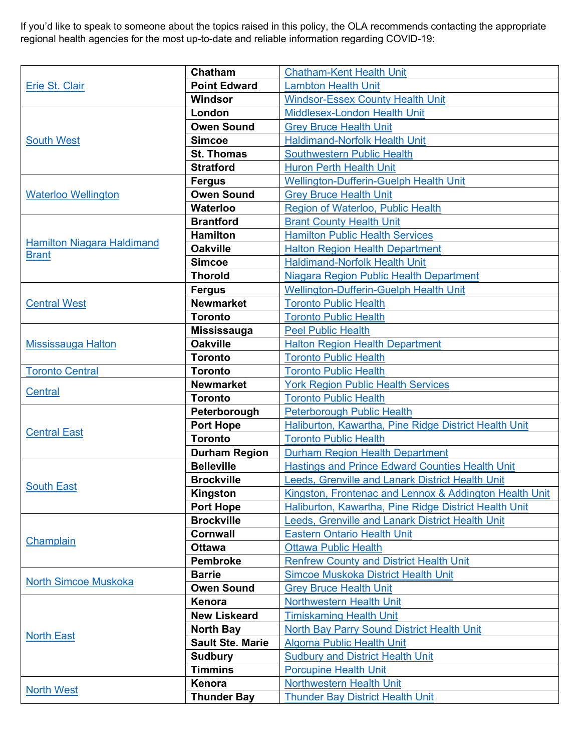If you'd like to speak to someone about the topics raised in this policy, the OLA recommends contacting the appropriate regional health agencies for the most up-to-date and reliable information regarding COVID-19:

| | | |
|---|---|---|
| Erie St. Clair | **Chatham** | Chatham-Kent Health Unit |
| | **Point Edward** | Lambton Health Unit |
| | **Windsor** | Windsor-Essex County Health Unit |
| South West | **London** | Middlesex-London Health Unit |
| | **Owen Sound** | Grey Bruce Health Unit |
| | **Simcoe** | Haldimand-Norfolk Health Unit |
| | **St. Thomas** | Southwestern Public Health |
| | **Stratford** | Huron Perth Health Unit |
| Waterloo Wellington | **Fergus** | Wellington-Dufferin-Guelph Health Unit |
| | **Owen Sound** | Grey Bruce Health Unit |
| | **Waterloo** | Region of Waterloo, Public Health |
| Hamilton Niagara Haldimand Brant | **Brantford** | Brant County Health Unit |
| | **Hamilton** | Hamilton Public Health Services |
| | **Oakville** | Halton Region Health Department |
| | **Simcoe** | Haldimand-Norfolk Health Unit |
| | **Thorold** | Niagara Region Public Health Department |
| Central West | **Fergus** | Wellington-Dufferin-Guelph Health Unit |
| | **Newmarket** | Toronto Public Health |
| | **Toronto** | Toronto Public Health |
| Mississauga Halton | **Mississauga** | Peel Public Health |
| | **Oakville** | Halton Region Health Department |
| | **Toronto** | Toronto Public Health |
| Toronto Central | **Toronto** | Toronto Public Health |
| Central | **Newmarket** | York Region Public Health Services |
| | **Toronto** | Toronto Public Health |
| Central East | **Peterborough** | Peterborough Public Health |
| | **Port Hope** | Haliburton, Kawartha, Pine Ridge District Health Unit |
| | **Toronto** | Toronto Public Health |
| | **Durham Region** | Durham Region Health Department |
| South East | **Belleville** | Hastings and Prince Edward Counties Health Unit |
| | **Brockville** | Leeds, Grenville and Lanark District Health Unit |
| | **Kingston** | Kingston, Frontenac and Lennox & Addington Health Unit |
| | **Port Hope** | Haliburton, Kawartha, Pine Ridge District Health Unit |
| Champlain | **Brockville** | Leeds, Grenville and Lanark District Health Unit |
| | **Cornwall** | Eastern Ontario Health Unit |
| | **Ottawa** | Ottawa Public Health |
| | **Pembroke** | Renfrew County and District Health Unit |
| North Simcoe Muskoka | **Barrie** | Simcoe Muskoka District Health Unit |
| | **Owen Sound** | Grey Bruce Health Unit |
| North East | **Kenora** | Northwestern Health Unit |
| | **New Liskeard** | Timiskaming Health Unit |
| | **North Bay** | North Bay Parry Sound District Health Unit |
| | **Sault Ste. Marie** | Algoma Public Health Unit |
| | **Sudbury** | Sudbury and District Health Unit |
| | **Timmins** | Porcupine Health Unit |
| North West | **Kenora** | Northwestern Health Unit |
| | **Thunder Bay** | Thunder Bay District Health Unit |